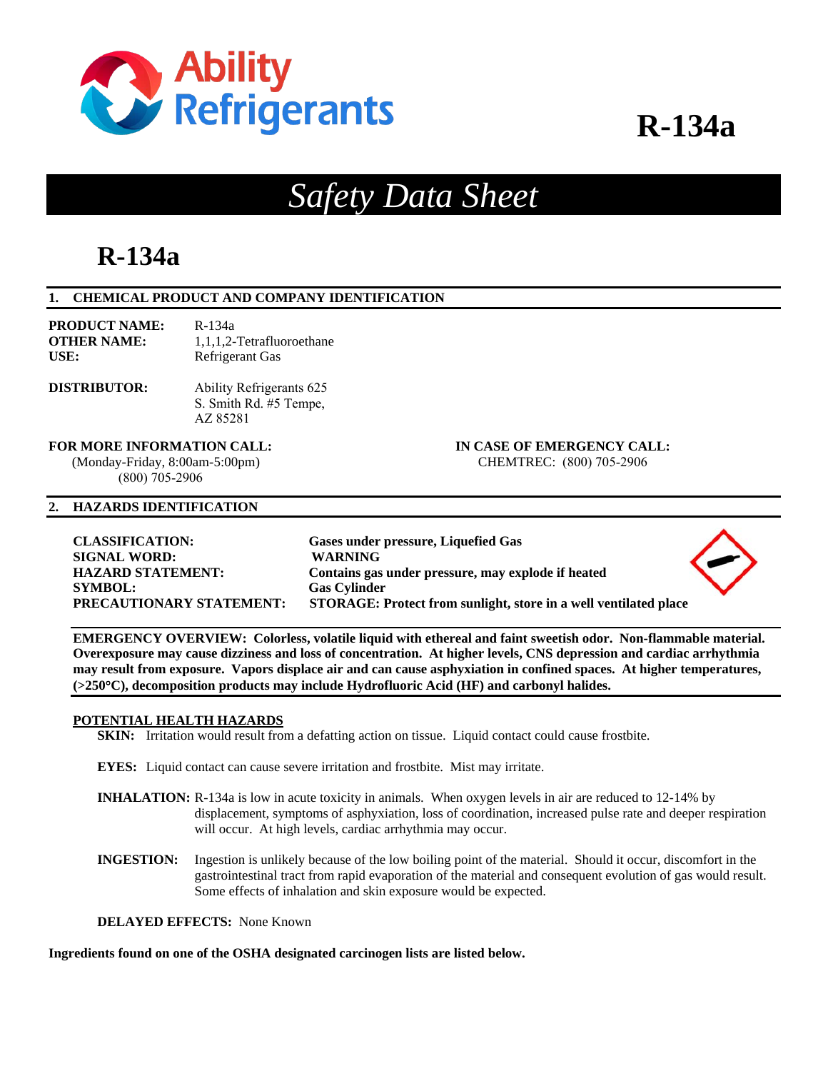Ability Refrigerants

# R-134a

# *Safety Data Sheet*

# R-134a

## 1. CHEMICAL PRODUCT AND COMPANY IDENTIFICATION

**PRODUCT NAME:** R-134a
**OTHER NAME:** 1,1,1,2-Tetrafluoroethane
**USE:** Refrigerant Gas

**DISTRIBUTOR:** Ability Refrigerants 625 S. Smith Rd. #5 Tempe, AZ 85281

**FOR MORE INFORMATION CALL:**
(Monday-Friday, 8:00am-5:00pm)
(800) 705-2906

**IN CASE OF EMERGENCY CALL:**
CHEMTREC: (800) 705-2906

## 2. HAZARDS IDENTIFICATION

**CLASSIFICATION:** **Gases under pressure, Liquefied Gas**
**SIGNAL WORD:** **WARNING**
**HAZARD STATEMENT:** **Contains gas under pressure, may explode if heated**
**SYMBOL:** **Gas Cylinder**
**PRECAUTIONARY STATEMENT:** **STORAGE: Protect from sunlight, store in a well ventilated place**

**EMERGENCY OVERVIEW: Colorless, volatile liquid with ethereal and faint sweetish odor. Non-flammable material. Overexposure may cause dizziness and loss of concentration. At higher levels, CNS depression and cardiac arrhythmia may result from exposure. Vapors displace air and can cause asphyxiation in confined spaces. At higher temperatures, (>250°C), decomposition products may include Hydrofluoric Acid (HF) and carbonyl halides.**

**POTENTIAL HEALTH HAZARDS**

**SKIN:** Irritation would result from a defatting action on tissue. Liquid contact could cause frostbite.

**EYES:** Liquid contact can cause severe irritation and frostbite. Mist may irritate.

**INHALATION:** R-134a is low in acute toxicity in animals. When oxygen levels in air are reduced to 12-14% by displacement, symptoms of asphyxiation, loss of coordination, increased pulse rate and deeper respiration will occur. At high levels, cardiac arrhythmia may occur.

**INGESTION:** Ingestion is unlikely because of the low boiling point of the material. Should it occur, discomfort in the gastrointestinal tract from rapid evaporation of the material and consequent evolution of gas would result. Some effects of inhalation and skin exposure would be expected.

**DELAYED EFFECTS:** None Known

**Ingredients found on one of the OSHA designated carcinogen lists are listed below.**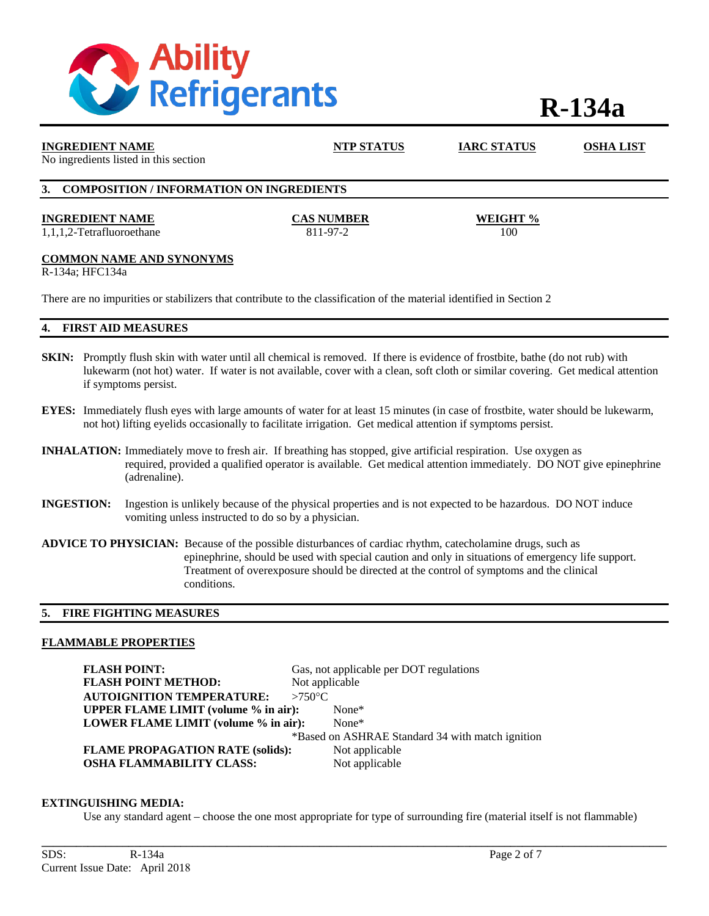| INGREDIENT NAME | NTP STATUS | IARC STATUS | OSHA LIST |
|---|---|---|---|
| No ingredients listed in this section | | | |

## 3. COMPOSITION / INFORMATION ON INGREDIENTS

| INGREDIENT NAME | CAS NUMBER | WEIGHT % |
|---|---|---|
| 1,1,1,2-Tetrafluoroethane | 811-97-2 | 100 |

**COMMON NAME AND SYNONYMS**

R-134a; HFC134a

There are no impurities or stabilizers that contribute to the classification of the material identified in Section 2

## 4. FIRST AID MEASURES

**SKIN:** Promptly flush skin with water until all chemical is removed. If there is evidence of frostbite, bathe (do not rub) with lukewarm (not hot) water. If water is not available, cover with a clean, soft cloth or similar covering. Get medical attention if symptoms persist.

**EYES:** Immediately flush eyes with large amounts of water for at least 15 minutes (in case of frostbite, water should be lukewarm, not hot) lifting eyelids occasionally to facilitate irrigation. Get medical attention if symptoms persist.

**INHALATION:** Immediately move to fresh air. If breathing has stopped, give artificial respiration. Use oxygen as required, provided a qualified operator is available. Get medical attention immediately. DO NOT give epinephrine (adrenaline).

**INGESTION:** Ingestion is unlikely because of the physical properties and is not expected to be hazardous. DO NOT induce vomiting unless instructed to do so by a physician.

**ADVICE TO PHYSICIAN:** Because of the possible disturbances of cardiac rhythm, catecholamine drugs, such as epinephrine, should be used with special caution and only in situations of emergency life support. Treatment of overexposure should be directed at the control of symptoms and the clinical conditions.

## 5. FIRE FIGHTING MEASURES

**FLAMMABLE PROPERTIES**

| | |
|---|---|
| **FLASH POINT:** | Gas, not applicable per DOT regulations |
| **FLASH POINT METHOD:** | Not applicable |
| **AUTOIGNITION TEMPERATURE:** | >750°C |
| **UPPER FLAME LIMIT (volume % in air):** | None* |
| **LOWER FLAME LIMIT (volume % in air):** | None* |
| | *Based on ASHRAE Standard 34 with match ignition |
| **FLAME PROPAGATION RATE (solids):** | Not applicable |
| **OSHA FLAMMABILITY CLASS:** | Not applicable |

**EXTINGUISHING MEDIA:**

Use any standard agent – choose the one most appropriate for type of surrounding fire (material itself is not flammable)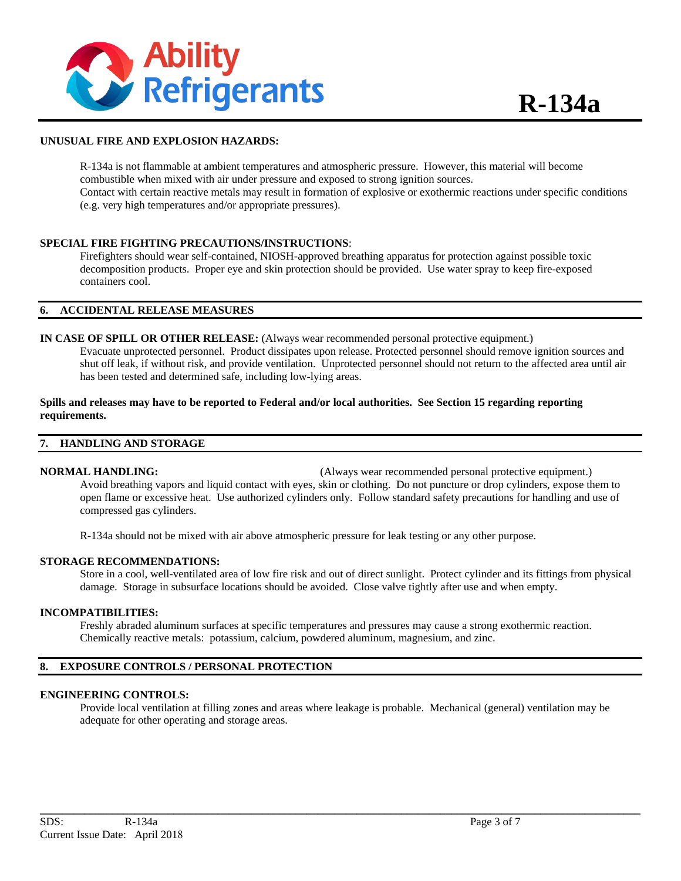**UNUSUAL FIRE AND EXPLOSION HAZARDS:**

R-134a is not flammable at ambient temperatures and atmospheric pressure. However, this material will become combustible when mixed with air under pressure and exposed to strong ignition sources.
Contact with certain reactive metals may result in formation of explosive or exothermic reactions under specific conditions (e.g. very high temperatures and/or appropriate pressures).

**SPECIAL FIRE FIGHTING PRECAUTIONS/INSTRUCTIONS**:

Firefighters should wear self-contained, NIOSH-approved breathing apparatus for protection against possible toxic decomposition products. Proper eye and skin protection should be provided. Use water spray to keep fire-exposed containers cool.

## 6. ACCIDENTAL RELEASE MEASURES

**IN CASE OF SPILL OR OTHER RELEASE:** (Always wear recommended personal protective equipment.)

Evacuate unprotected personnel. Product dissipates upon release. Protected personnel should remove ignition sources and shut off leak, if without risk, and provide ventilation. Unprotected personnel should not return to the affected area until air has been tested and determined safe, including low-lying areas.

**Spills and releases may have to be reported to Federal and/or local authorities. See Section 15 regarding reporting requirements.**

## 7. HANDLING AND STORAGE

**NORMAL HANDLING:** (Always wear recommended personal protective equipment.)

Avoid breathing vapors and liquid contact with eyes, skin or clothing. Do not puncture or drop cylinders, expose them to open flame or excessive heat. Use authorized cylinders only. Follow standard safety precautions for handling and use of compressed gas cylinders.

R-134a should not be mixed with air above atmospheric pressure for leak testing or any other purpose.

**STORAGE RECOMMENDATIONS:**

Store in a cool, well-ventilated area of low fire risk and out of direct sunlight. Protect cylinder and its fittings from physical damage. Storage in subsurface locations should be avoided. Close valve tightly after use and when empty.

**INCOMPATIBILITIES:**

Freshly abraded aluminum surfaces at specific temperatures and pressures may cause a strong exothermic reaction. Chemically reactive metals: potassium, calcium, powdered aluminum, magnesium, and zinc.

## 8. EXPOSURE CONTROLS / PERSONAL PROTECTION

**ENGINEERING CONTROLS:**

Provide local ventilation at filling zones and areas where leakage is probable. Mechanical (general) ventilation may be adequate for other operating and storage areas.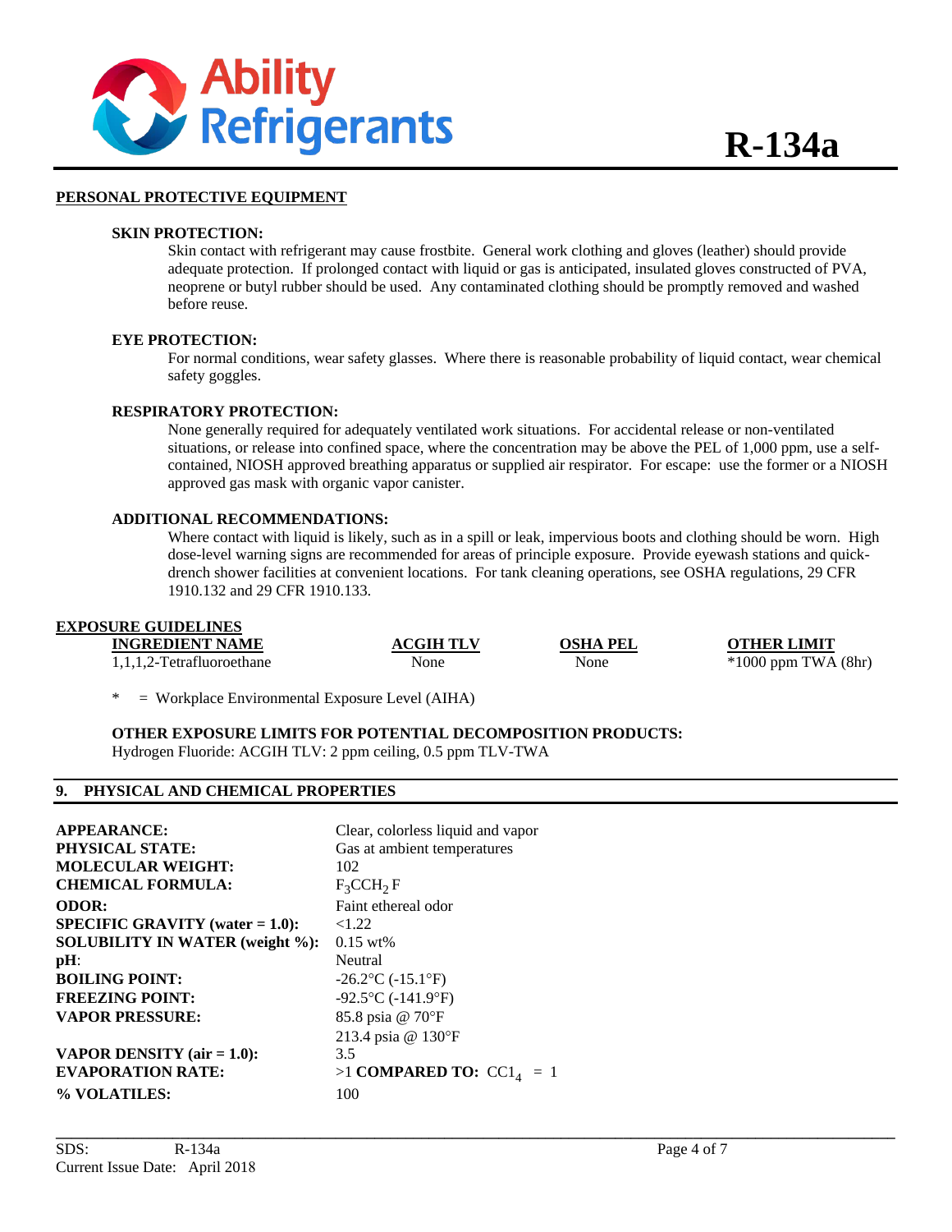## PERSONAL PROTECTIVE EQUIPMENT

### SKIN PROTECTION:

Skin contact with refrigerant may cause frostbite. General work clothing and gloves (leather) should provide adequate protection. If prolonged contact with liquid or gas is anticipated, insulated gloves constructed of PVA, neoprene or butyl rubber should be used. Any contaminated clothing should be promptly removed and washed before reuse.

### EYE PROTECTION:

For normal conditions, wear safety glasses. Where there is reasonable probability of liquid contact, wear chemical safety goggles.

### RESPIRATORY PROTECTION:

None generally required for adequately ventilated work situations. For accidental release or non-ventilated situations, or release into confined space, where the concentration may be above the PEL of 1,000 ppm, use a self-contained, NIOSH approved breathing apparatus or supplied air respirator. For escape: use the former or a NIOSH approved gas mask with organic vapor canister.

### ADDITIONAL RECOMMENDATIONS:

Where contact with liquid is likely, such as in a spill or leak, impervious boots and clothing should be worn. High dose-level warning signs are recommended for areas of principle exposure. Provide eyewash stations and quick-drench shower facilities at convenient locations. For tank cleaning operations, see OSHA regulations, 29 CFR 1910.132 and 29 CFR 1910.133.

## EXPOSURE GUIDELINES

| INGREDIENT NAME | ACGIH TLV | OSHA PEL | OTHER LIMIT |
|---|---|---|---|
| 1,1,1,2-Tetrafluoroethane | None | None | *1000 ppm TWA (8hr) |

* = Workplace Environmental Exposure Level (AIHA)

**OTHER EXPOSURE LIMITS FOR POTENTIAL DECOMPOSITION PRODUCTS:**
Hydrogen Fluoride: ACGIH TLV: 2 ppm ceiling, 0.5 ppm TLV-TWA

## 9. PHYSICAL AND CHEMICAL PROPERTIES

| | |
|---|---|
| **APPEARANCE:** | Clear, colorless liquid and vapor |
| **PHYSICAL STATE:** | Gas at ambient temperatures |
| **MOLECULAR WEIGHT:** | 102 |
| **CHEMICAL FORMULA:** | $F_3CCH_2F$ |
| **ODOR:** | Faint ethereal odor |
| **SPECIFIC GRAVITY (water = 1.0):** | <1.22 |
| **SOLUBILITY IN WATER (weight %):** | 0.15 wt% |
| **pH:** | Neutral |
| **BOILING POINT:** | -26.2°C (-15.1°F) |
| **FREEZING POINT:** | -92.5°C (-141.9°F) |
| **VAPOR PRESSURE:** | 85.8 psia @ 70°F<br>213.4 psia @ 130°F |
| **VAPOR DENSITY (air = 1.0):** | 3.5 |
| **EVAPORATION RATE:** | >1 **COMPARED TO:** $CCl_4$ = 1 |
| **% VOLATILES:** | 100 |

SDS: R-134a
Current Issue Date: April 2018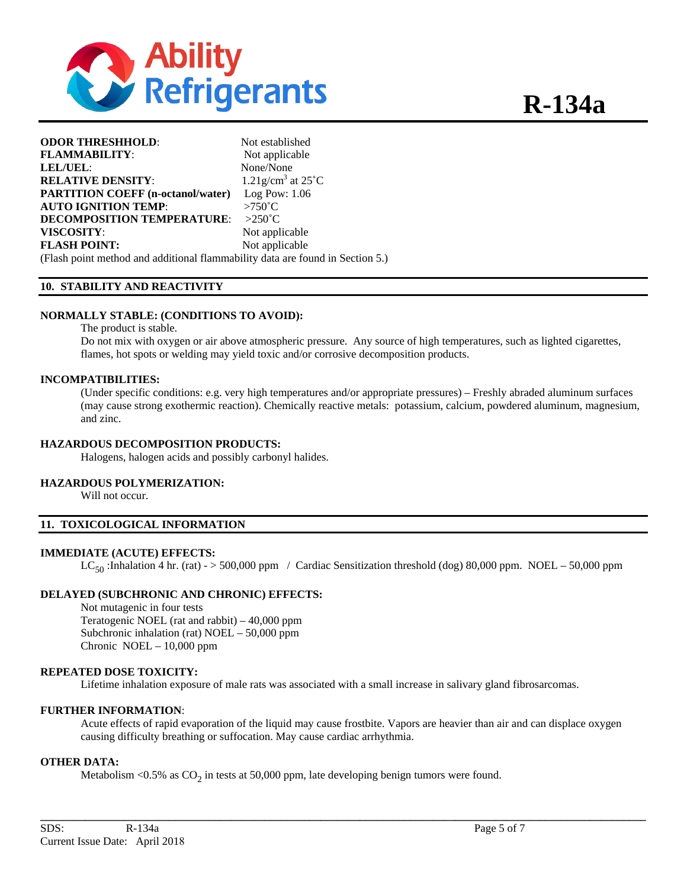| | |
|---|---|
| **ODOR THRESHHOLD**: | Not established |
| **FLAMMABILITY**: | Not applicable |
| **LEL/UEL**: | None/None |
| **RELATIVE DENSITY**: | 1.21g/cm$^3$ at 25˚C |
| **PARTITION COEFF (n-octanol/water)** | Log Pow: 1.06 |
| **AUTO IGNITION TEMP**: | >750˚C |
| **DECOMPOSITION TEMPERATURE**: | >250˚C |
| **VISCOSITY**: | Not applicable |
| **FLASH POINT:** | Not applicable |

(Flash point method and additional flammability data are found in Section 5.)

## 10. STABILITY AND REACTIVITY

**NORMALLY STABLE: (CONDITIONS TO AVOID):**

The product is stable.

Do not mix with oxygen or air above atmospheric pressure. Any source of high temperatures, such as lighted cigarettes, flames, hot spots or welding may yield toxic and/or corrosive decomposition products.

**INCOMPATIBILITIES:**

(Under specific conditions: e.g. very high temperatures and/or appropriate pressures) – Freshly abraded aluminum surfaces (may cause strong exothermic reaction). Chemically reactive metals: potassium, calcium, powdered aluminum, magnesium, and zinc.

**HAZARDOUS DECOMPOSITION PRODUCTS:**

Halogens, halogen acids and possibly carbonyl halides.

**HAZARDOUS POLYMERIZATION:**

Will not occur.

## 11. TOXICOLOGICAL INFORMATION

**IMMEDIATE (ACUTE) EFFECTS:**

$LC_{50}$ :Inhalation 4 hr. (rat) - > 500,000 ppm / Cardiac Sensitization threshold (dog) 80,000 ppm. NOEL – 50,000 ppm

**DELAYED (SUBCHRONIC AND CHRONIC) EFFECTS:**

Not mutagenic in four tests
Teratogenic NOEL (rat and rabbit) – 40,000 ppm
Subchronic inhalation (rat) NOEL – 50,000 ppm
Chronic NOEL – 10,000 ppm

**REPEATED DOSE TOXICITY:**

Lifetime inhalation exposure of male rats was associated with a small increase in salivary gland fibrosarcomas.

**FURTHER INFORMATION**:

Acute effects of rapid evaporation of the liquid may cause frostbite. Vapors are heavier than air and can displace oxygen causing difficulty breathing or suffocation. May cause cardiac arrhythmia.

**OTHER DATA:**

Metabolism <0.5% as $CO_2$ in tests at 50,000 ppm, late developing benign tumors were found.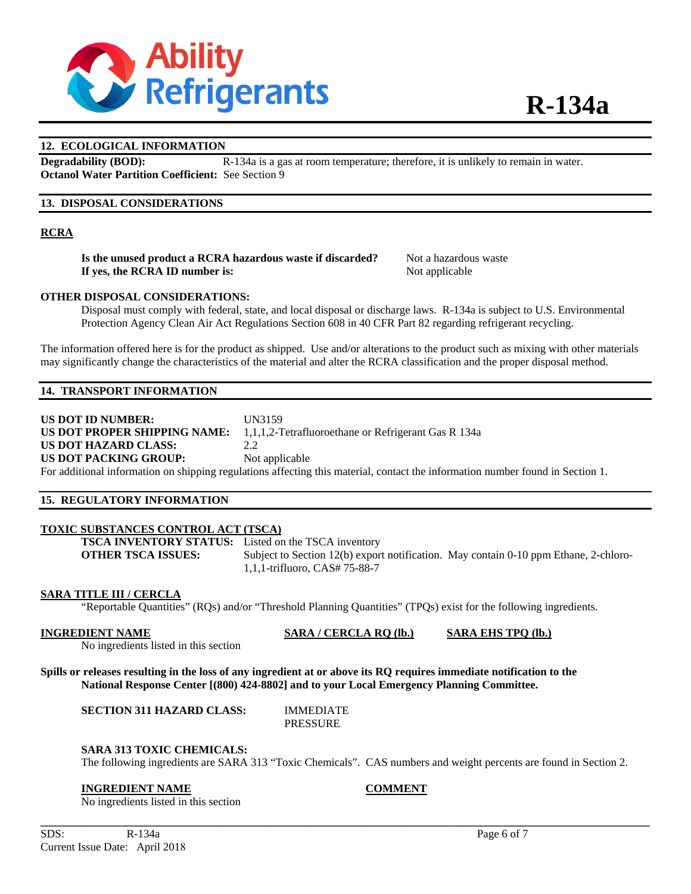## 12. ECOLOGICAL INFORMATION

**Degradability (BOD):** R-134a is a gas at room temperature; therefore, it is unlikely to remain in water.
**Octanol Water Partition Coefficient:** See Section 9

## 13. DISPOSAL CONSIDERATIONS

### RCRA

**Is the unused product a RCRA hazardous waste if discarded?** Not a hazardous waste
**If yes, the RCRA ID number is:** Not applicable

**OTHER DISPOSAL CONSIDERATIONS:**

Disposal must comply with federal, state, and local disposal or discharge laws. R-134a is subject to U.S. Environmental Protection Agency Clean Air Act Regulations Section 608 in 40 CFR Part 82 regarding refrigerant recycling.

The information offered here is for the product as shipped. Use and/or alterations to the product such as mixing with other materials may significantly change the characteristics of the material and alter the RCRA classification and the proper disposal method.

## 14. TRANSPORT INFORMATION

**US DOT ID NUMBER:** UN3159
**US DOT PROPER SHIPPING NAME:** 1,1,1,2-Tetrafluoroethane or Refrigerant Gas R 134a
**US DOT HAZARD CLASS:** 2.2
**US DOT PACKING GROUP:** Not applicable

For additional information on shipping regulations affecting this material, contact the information number found in Section 1.

## 15. REGULATORY INFORMATION

### TOXIC SUBSTANCES CONTROL ACT (TSCA)

**TSCA INVENTORY STATUS:** Listed on the TSCA inventory
**OTHER TSCA ISSUES:** Subject to Section 12(b) export notification. May contain 0-10 ppm Ethane, 2-chloro-1,1,1-trifluoro, CAS# 75-88-7

### SARA TITLE III / CERCLA

"Reportable Quantities" (RQs) and/or "Threshold Planning Quantities" (TPQs) exist for the following ingredients.

| INGREDIENT NAME | SARA / CERCLA RQ (lb.) | SARA EHS TPQ (lb.) |
|---|---|---|
| No ingredients listed in this section | | |

**Spills or releases resulting in the loss of any ingredient at or above its RQ requires immediate notification to the National Response Center [(800) 424-8802] and to your Local Emergency Planning Committee.**

**SECTION 311 HAZARD CLASS:** IMMEDIATE
PRESSURE

**SARA 313 TOXIC CHEMICALS:**

The following ingredients are SARA 313 "Toxic Chemicals". CAS numbers and weight percents are found in Section 2.

| INGREDIENT NAME | COMMENT |
|---|---|
| No ingredients listed in this section | |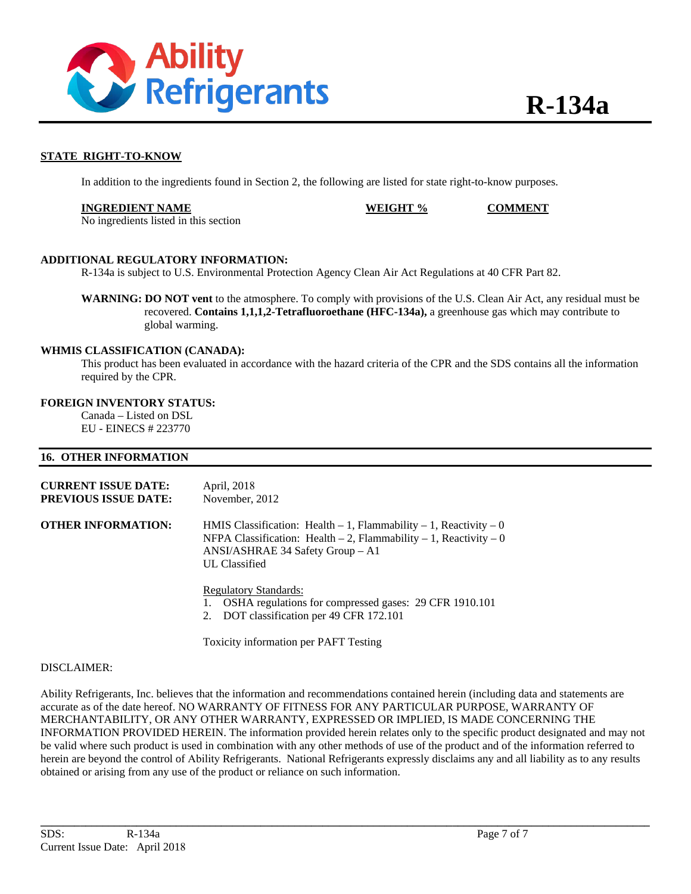**STATE RIGHT-TO-KNOW**

In addition to the ingredients found in Section 2, the following are listed for state right-to-know purposes.

| INGREDIENT NAME | WEIGHT % | COMMENT |
| --- | --- | --- |
| No ingredients listed in this section | | |

**ADDITIONAL REGULATORY INFORMATION:**

R-134a is subject to U.S. Environmental Protection Agency Clean Air Act Regulations at 40 CFR Part 82.

**WARNING: DO NOT vent** to the atmosphere. To comply with provisions of the U.S. Clean Air Act, any residual must be recovered. **Contains 1,1,1,2-Tetrafluoroethane (HFC-134a),** a greenhouse gas which may contribute to global warming.

**WHMIS CLASSIFICATION (CANADA):**

This product has been evaluated in accordance with the hazard criteria of the CPR and the SDS contains all the information required by the CPR.

**FOREIGN INVENTORY STATUS:**

Canada – Listed on DSL
EU - EINECS # 223770

## 16. OTHER INFORMATION

**CURRENT ISSUE DATE:** April, 2018
**PREVIOUS ISSUE DATE:** November, 2012

**OTHER INFORMATION:**

HMIS Classification: Health – 1, Flammability – 1, Reactivity – 0
NFPA Classification: Health – 2, Flammability – 1, Reactivity – 0
ANSI/ASHRAE 34 Safety Group – A1
UL Classified

Regulatory Standards:

1. OSHA regulations for compressed gases: 29 CFR 1910.101
2. DOT classification per 49 CFR 172.101

Toxicity information per PAFT Testing

DISCLAIMER:

Ability Refrigerants, Inc. believes that the information and recommendations contained herein (including data and statements are accurate as of the date hereof. NO WARRANTY OF FITNESS FOR ANY PARTICULAR PURPOSE, WARRANTY OF MERCHANTABILITY, OR ANY OTHER WARRANTY, EXPRESSED OR IMPLIED, IS MADE CONCERNING THE INFORMATION PROVIDED HEREIN. The information provided herein relates only to the specific product designated and may not be valid where such product is used in combination with any other methods of use of the product and of the information referred to herein are beyond the control of Ability Refrigerants. National Refrigerants expressly disclaims any and all liability as to any results obtained or arising from any use of the product or reliance on such information.